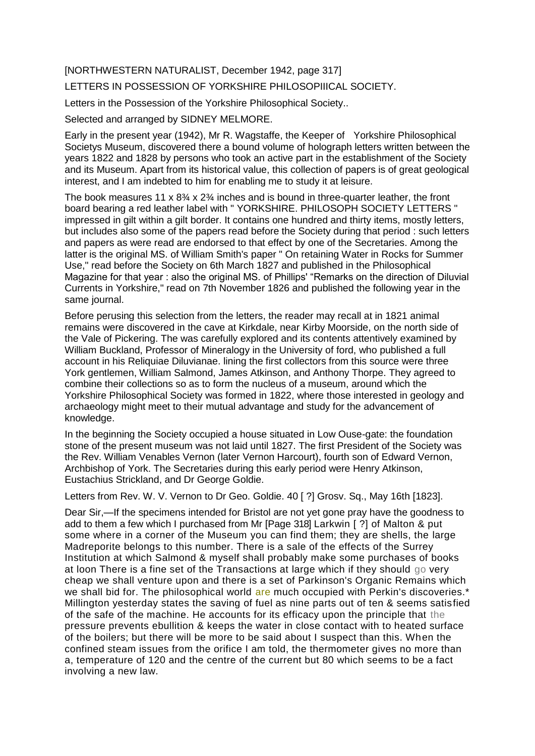[NORTHWESTERN NATURALIST, December 1942, page 317]

LETTERS IN POSSESSION OF YORKSHIRE PHILOSOPIIICAL SOCIETY.

Letters in the Possession of the Yorkshire Philosophical Society..

Selected and arranged by SIDNEY MELMORE.

Early in the present year (1942), Mr R. Wagstaffe, the Keeper of Yorkshire Philosophical Societys Museum, discovered there a bound volume of holograph letters written between the years 1822 and 1828 by persons who took an active part in the establishment of the Society and its Museum. Apart from its historical value, this collection of papers is of great geological interest, and I am indebted to him for enabling me to study it at leisure.

The book measures 11 x 8¾ x 2¾ inches and is bound in three-quarter leather, the front board bearing a red leather label with " YORKSHIRE. PHILOSOPH SOCIETY LETTERS " impressed in gilt within a gilt border. It contains one hundred and thirty items, mostly letters, but includes also some of the papers read before the Society during that period : such letters and papers as were read are endorsed to that effect by one of the Secretaries. Among the latter is the original MS. of William Smith's paper " On retaining Water in Rocks for Summer Use," read before the Society on 6th March 1827 and published in the Philosophical Magazine for that year : also the original MS. of Phillips' "Remarks on the direction of Diluvial Currents in Yorkshire," read on 7th November 1826 and published the following year in the same journal.

Before perusing this selection from the letters, the reader may recall at in 1821 animal remains were discovered in the cave at Kirkdale, near Kirby Moorside, on the north side of the Vale of Pickering. The was carefully explored and its contents attentively examined by William Buckland, Professor of Mineralogy in the University of ford, who published a full account in his Reliquiae Diluvianae. lining the first collectors from this source were three York gentlemen, William Salmond, James Atkinson, and Anthony Thorpe. They agreed to combine their collections so as to form the nucleus of a museum, around which the Yorkshire Philosophical Society was formed in 1822, where those interested in geology and archaeology might meet to their mutual advantage and study for the advancement of knowledge.

In the beginning the Society occupied a house situated in Low Ouse-gate: the foundation stone of the present museum was not laid until 1827. The first President of the Society was the Rev. William Venables Vernon (later Vernon Harcourt), fourth son of Edward Vernon, Archbishop of York. The Secretaries during this early period were Henry Atkinson, Eustachius Strickland, and Dr George Goldie.

Letters from Rev. W. V. Vernon to Dr Geo. Goldie. 40 [ ?] Grosv. Sq., May 16th [1823].

Dear Sir,—If the specimens intended for Bristol are not yet gone pray have the goodness to add to them a few which I purchased from Mr [Page 318] Larkwin [ ?] of Malton & put some where in a corner of the Museum you can find them; they are shells, the large Madreporite belongs to this number. There is a sale of the effects of the Surrey Institution at which Salmond & myself shall probably make some purchases of books at loon There is a fine set of the Transactions at large which if they should go very cheap we shall venture upon and there is a set of Parkinson's Organic Remains which we shall bid for. The philosophical world are much occupied with Perkin's discoveries.* Millington yesterday states the saving of fuel as nine parts out of ten & seems satisfied of the safe of the machine. He accounts for its efficacy upon the principle that the pressure prevents ebullition & keeps the water in close contact with to heated surface of the boilers; but there will be more to be said about I suspect than this. When the confined steam issues from the orifice I am told, the thermometer gives no more than a, temperature of 120 and the centre of the current but 80 which seems to be a fact involving a new law.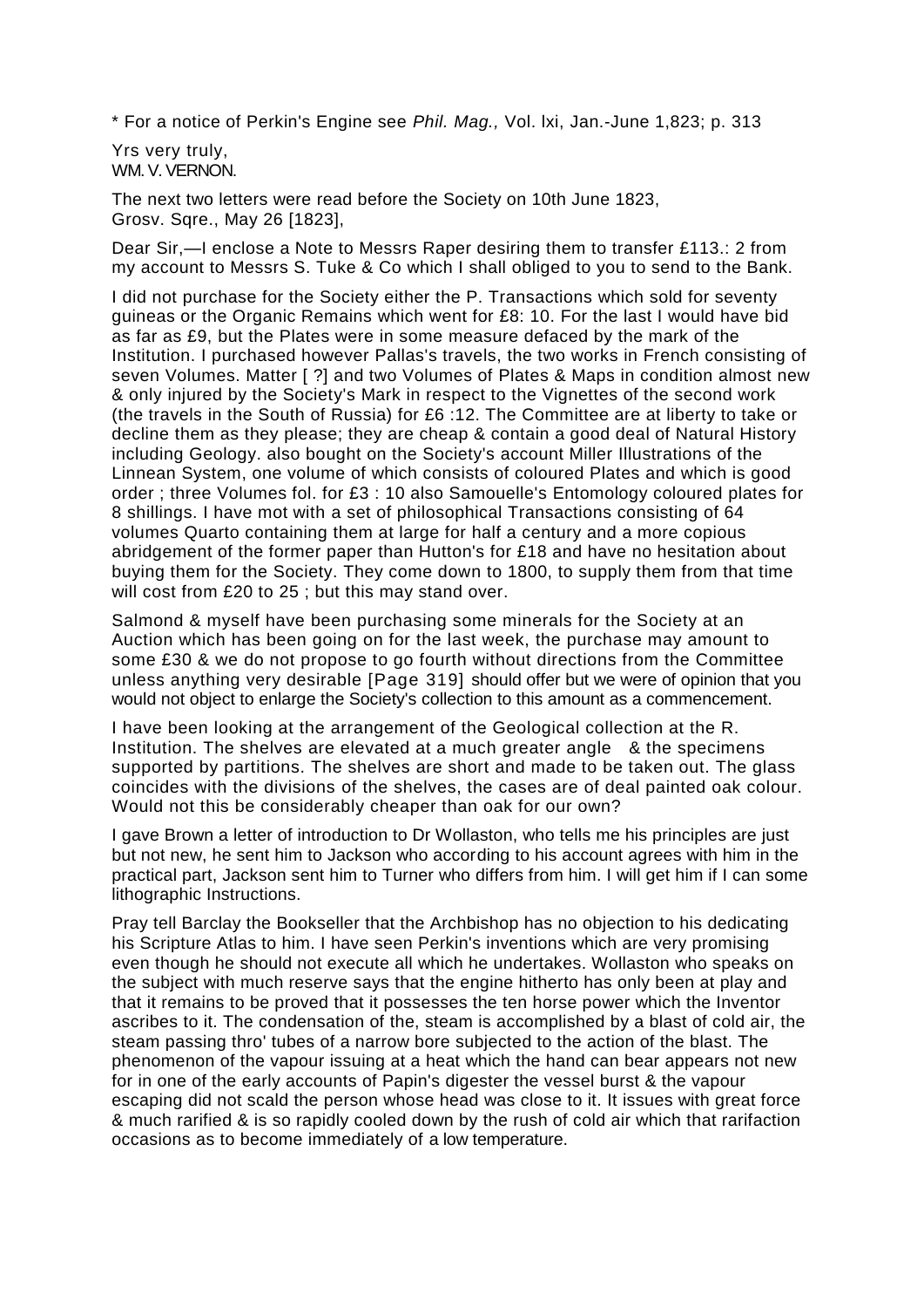* For a notice of Perkin's Engine see *Phil. Mag.,* Vol. lxi, Jan.-June 1,823; p. 313

Yrs very truly,
WM. V. VERNON.

The next two letters were read before the Society on 10th June 1823,
Grosv. Sqre., May 26 [1823],

Dear Sir,—I enclose a Note to Messrs Raper desiring them to transfer £113.: 2 from my account to Messrs S. Tuke & Co which I shall obliged to you to send to the Bank.

I did not purchase for the Society either the P. Transactions which sold for seventy guineas or the Organic Remains which went for £8: 10. For the last I would have bid as far as £9, but the Plates were in some measure defaced by the mark of the Institution. I purchased however Pallas's travels, the two works in French consisting of seven Volumes. Matter [ ?] and two Volumes of Plates & Maps in condition almost new & only injured by the Society's Mark in respect to the Vignettes of the second work (the travels in the South of Russia) for £6 :12. The Committee are at liberty to take or decline them as they please; they are cheap & contain a good deal of Natural History including Geology. also bought on the Society's account Miller Illustrations of the Linnean System, one volume of which consists of coloured Plates and which is good order ; three Volumes fol. for £3 : 10 also Samouelle's Entomology coloured plates for 8 shillings. I have mot with a set of philosophical Transactions consisting of 64 volumes Quarto containing them at large for half a century and a more copious abridgement of the former paper than Hutton's for £18 and have no hesitation about buying them for the Society. They come down to 1800, to supply them from that time will cost from £20 to 25 ; but this may stand over.

Salmond & myself have been purchasing some minerals for the Society at an Auction which has been going on for the last week, the purchase may amount to some £30 & we do not propose to go fourth without directions from the Committee unless anything very desirable [Page 319] should offer but we were of opinion that you would not object to enlarge the Society's collection to this amount as a commencement.

I have been looking at the arrangement of the Geological collection at the R. Institution. The shelves are elevated at a much greater angle & the specimens supported by partitions. The shelves are short and made to be taken out. The glass coincides with the divisions of the shelves, the cases are of deal painted oak colour. Would not this be considerably cheaper than oak for our own?

I gave Brown a letter of introduction to Dr Wollaston, who tells me his principles are just but not new, he sent him to Jackson who according to his account agrees with him in the practical part, Jackson sent him to Turner who differs from him. I will get him if I can some lithographic Instructions.

Pray tell Barclay the Bookseller that the Archbishop has no objection to his dedicating his Scripture Atlas to him. I have seen Perkin's inventions which are very promising even though he should not execute all which he undertakes. Wollaston who speaks on the subject with much reserve says that the engine hitherto has only been at play and that it remains to be proved that it possesses the ten horse power which the Inventor ascribes to it. The condensation of the, steam is accomplished by a blast of cold air, the steam passing thro' tubes of a narrow bore subjected to the action of the blast. The phenomenon of the vapour issuing at a heat which the hand can bear appears not new for in one of the early accounts of Papin's digester the vessel burst & the vapour escaping did not scald the person whose head was close to it. It issues with great force & much rarified & is so rapidly cooled down by the rush of cold air which that rarifaction occasions as to become immediately of a low temperature.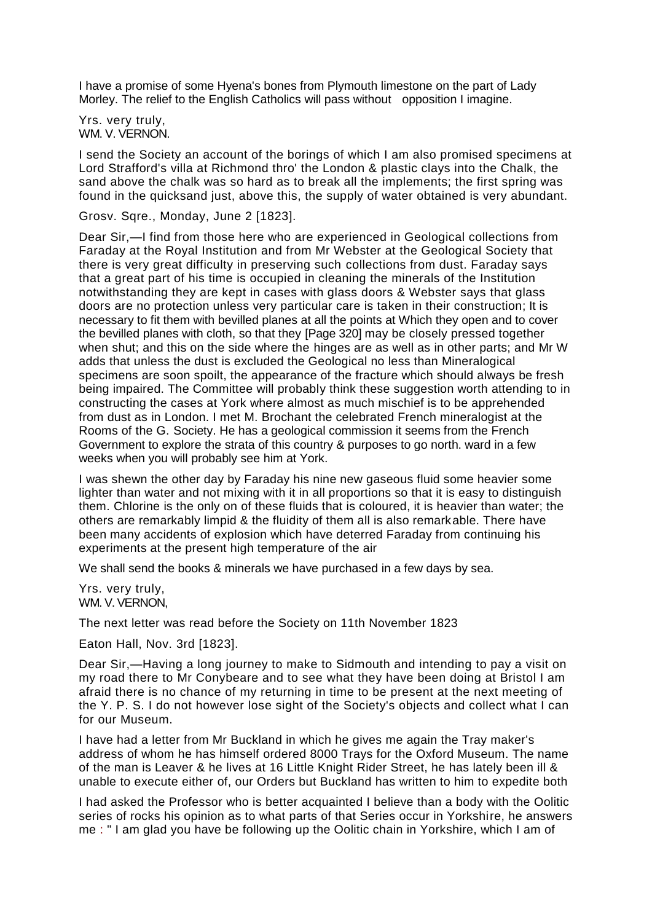I have a promise of some Hyena's bones from Plymouth limestone on the part of Lady Morley. The relief to the English Catholics will pass without opposition I imagine.

Yrs. very truly,
WM. V. VERNON.

I send the Society an account of the borings of which I am also promised specimens at Lord Strafford's villa at Richmond thro' the London & plastic clays into the Chalk, the sand above the chalk was so hard as to break all the implements; the first spring was found in the quicksand just, above this, the supply of water obtained is very abundant.

Grosv. Sqre., Monday, June 2 [1823].

Dear Sir,—I find from those here who are experienced in Geological collections from Faraday at the Royal Institution and from Mr Webster at the Geological Society that there is very great difficulty in preserving such collections from dust. Faraday says that a great part of his time is occupied in cleaning the minerals of the Institution notwithstanding they are kept in cases with glass doors & Webster says that glass doors are no protection unless very particular care is taken in their construction; It is necessary to fit them with bevilled planes at all the points at Which they open and to cover the bevilled planes with cloth, so that they [Page 320] may be closely pressed together when shut; and this on the side where the hinges are as well as in other parts; and Mr W adds that unless the dust is excluded the Geological no less than Mineralogical specimens are soon spoilt, the appearance of the fracture which should always be fresh being impaired. The Committee will probably think these suggestion worth attending to in constructing the cases at York where almost as much mischief is to be apprehended from dust as in London. I met M. Brochant the celebrated French mineralogist at the Rooms of the G. Society. He has a geological commission it seems from the French Government to explore the strata of this country & purposes to go north. ward in a few weeks when you will probably see him at York.

I was shewn the other day by Faraday his nine new gaseous fluid some heavier some lighter than water and not mixing with it in all proportions so that it is easy to distinguish them. Chlorine is the only on of these fluids that is coloured, it is heavier than water; the others are remarkably limpid & the fluidity of them all is also remarkable. There have been many accidents of explosion which have deterred Faraday from continuing his experiments at the present high temperature of the air

We shall send the books & minerals we have purchased in a few days by sea.

Yrs. very truly,
WM. V. VERNON,

The next letter was read before the Society on 11th November 1823

Eaton Hall, Nov. 3rd [1823].

Dear Sir,—Having a long journey to make to Sidmouth and intending to pay a visit on my road there to Mr Conybeare and to see what they have been doing at Bristol I am afraid there is no chance of my returning in time to be present at the next meeting of the Y. P. S. I do not however lose sight of the Society's objects and collect what I can for our Museum.

I have had a letter from Mr Buckland in which he gives me again the Tray maker's address of whom he has himself ordered 8000 Trays for the Oxford Museum. The name of the man is Leaver & he lives at 16 Little Knight Rider Street, he has lately been ill & unable to execute either of, our Orders but Buckland has written to him to expedite both

I had asked the Professor who is better acquainted I believe than a body with the Oolitic series of rocks his opinion as to what parts of that Series occur in Yorkshire, he answers me : " I am glad you have be following up the Oolitic chain in Yorkshire, which I am of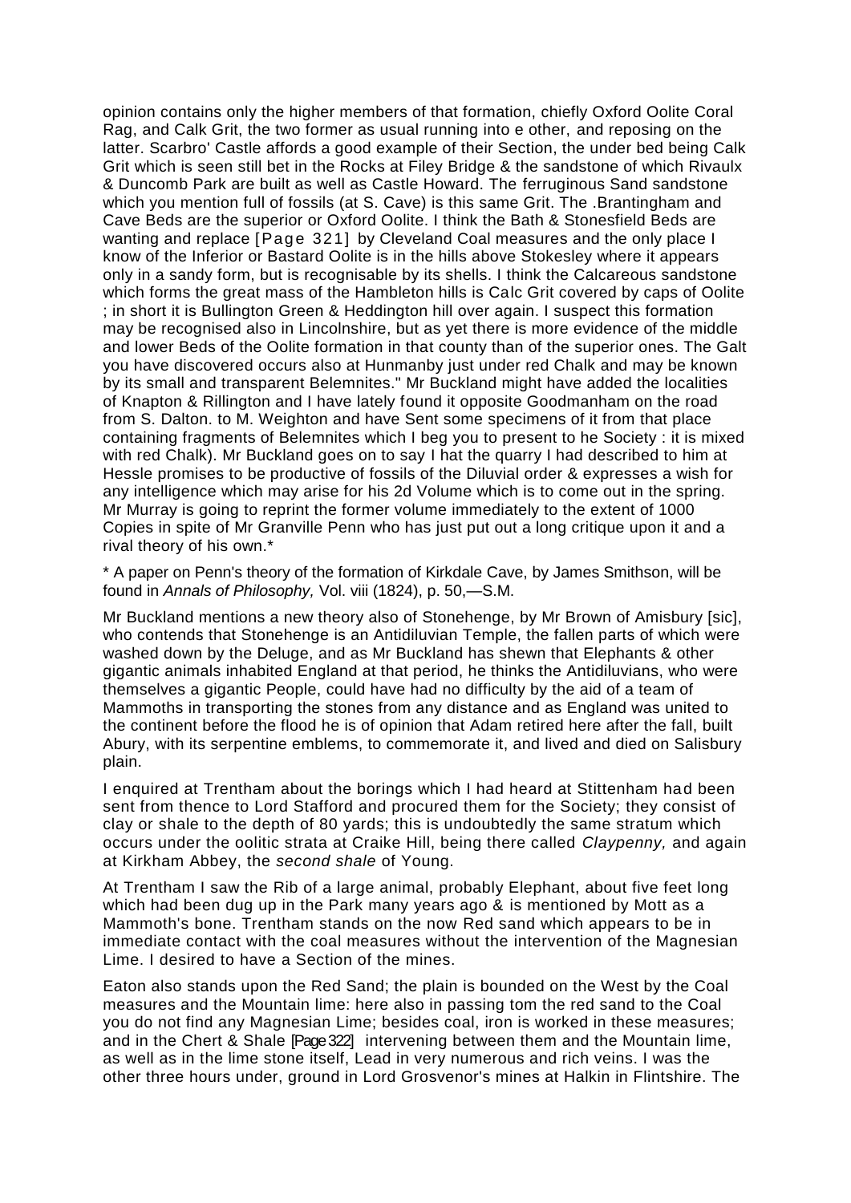opinion contains only the higher members of that formation, chiefly Oxford Oolite Coral Rag, and Calk Grit, the two former as usual running into e other, and reposing on the latter. Scarbro' Castle affords a good example of their Section, the under bed being Calk Grit which is seen still bet in the Rocks at Filey Bridge & the sandstone of which Rivaulx & Duncomb Park are built as well as Castle Howard. The ferruginous Sand sandstone which you mention full of fossils (at S. Cave) is this same Grit. The .Brantingham and Cave Beds are the superior or Oxford Oolite. I think the Bath & Stonesfield Beds are wanting and replace [Page 321] by Cleveland Coal measures and the only place I know of the Inferior or Bastard Oolite is in the hills above Stokesley where it appears only in a sandy form, but is recognisable by its shells. I think the Calcareous sandstone which forms the great mass of the Hambleton hills is Calc Grit covered by caps of Oolite ; in short it is Bullington Green & Heddington hill over again. I suspect this formation may be recognised also in Lincolnshire, but as yet there is more evidence of the middle and lower Beds of the Oolite formation in that county than of the superior ones. The Galt you have discovered occurs also at Hunmanby just under red Chalk and may be known by its small and transparent Belemnites." Mr Buckland might have added the localities of Knapton & Rillington and I have lately found it opposite Goodmanham on the road from S. Dalton. to M. Weighton and have Sent some specimens of it from that place containing fragments of Belemnites which I beg you to present to he Society : it is mixed with red Chalk). Mr Buckland goes on to say I hat the quarry I had described to him at Hessle promises to be productive of fossils of the Diluvial order & expresses a wish for any intelligence which may arise for his 2d Volume which is to come out in the spring. Mr Murray is going to reprint the former volume immediately to the extent of 1000 Copies in spite of Mr Granville Penn who has just put out a long critique upon it and a rival theory of his own.*

* A paper on Penn's theory of the formation of Kirkdale Cave, by James Smithson, will be found in *Annals of Philosophy,* Vol. viii (1824), p. 50,—S.M.

Mr Buckland mentions a new theory also of Stonehenge, by Mr Brown of Amisbury [sic], who contends that Stonehenge is an Antidiluvian Temple, the fallen parts of which were washed down by the Deluge, and as Mr Buckland has shewn that Elephants & other gigantic animals inhabited England at that period, he thinks the Antidiluvians, who were themselves a gigantic People, could have had no difficulty by the aid of a team of Mammoths in transporting the stones from any distance and as England was united to the continent before the flood he is of opinion that Adam retired here after the fall, built Abury, with its serpentine emblems, to commemorate it, and lived and died on Salisbury plain.

I enquired at Trentham about the borings which I had heard at Stittenham had been sent from thence to Lord Stafford and procured them for the Society; they consist of clay or shale to the depth of 80 yards; this is undoubtedly the same stratum which occurs under the oolitic strata at Craike Hill, being there called *Claypenny,* and again at Kirkham Abbey, the *second shale* of Young.

At Trentham I saw the Rib of a large animal, probably Elephant, about five feet long which had been dug up in the Park many years ago & is mentioned by Mott as a Mammoth's bone. Trentham stands on the now Red sand which appears to be in immediate contact with the coal measures without the intervention of the Magnesian Lime. I desired to have a Section of the mines.

Eaton also stands upon the Red Sand; the plain is bounded on the West by the Coal measures and the Mountain lime: here also in passing tom the red sand to the Coal you do not find any Magnesian Lime; besides coal, iron is worked in these measures; and in the Chert & Shale [Page 322] intervening between them and the Mountain lime, as well as in the lime stone itself, Lead in very numerous and rich veins. I was the other three hours under, ground in Lord Grosvenor's mines at Halkin in Flintshire. The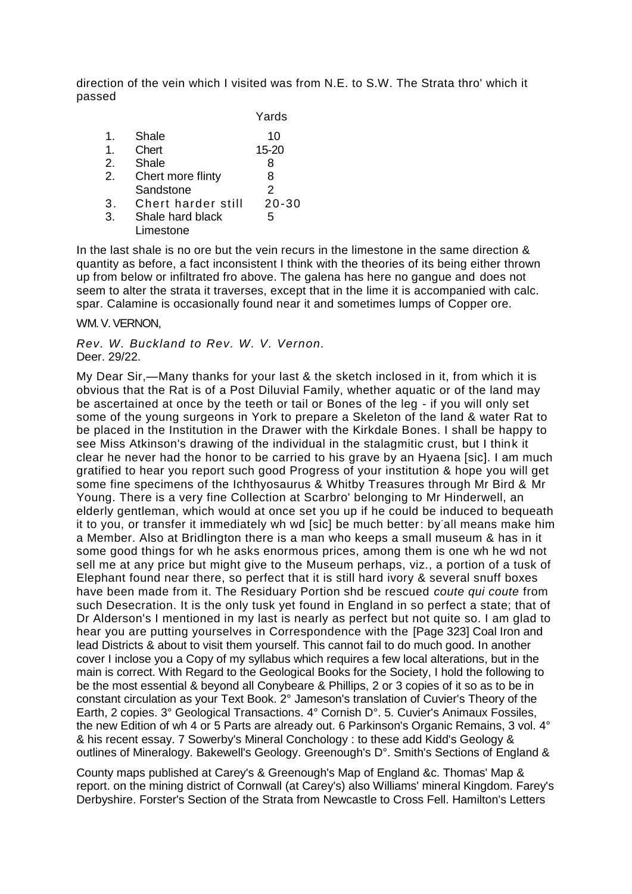direction of the vein which I visited was from N.E. to S.W. The Strata thro' which it passed

| | | Yards |
|---|---|---|
| 1. | Shale | 10 |
| 1. | Chert | 15-20 |
| 2. | Shale | 8 |
| 2. | Chert more flinty | 8 |
| | Sandstone | 2 |
| 3. | Chert harder still | 20-30 |
| 3. | Shale hard black | 5 |
| | Limestone | |

In the last shale is no ore but the vein recurs in the limestone in the same direction & quantity as before, a fact inconsistent I think with the theories of its being either thrown up from below or infiltrated fro above. The galena has here no gangue and does not seem to alter the strata it traverses, except that in the lime it is accompanied with calc. spar. Calamine is occasionally found near it and sometimes lumps of Copper ore.

WM. V. VERNON,

*Rev. W. Buckland to Rev. W. V. Vernon.*
Deer. 29/22.

My Dear Sir,—Many thanks for your last & the sketch inclosed in it, from which it is obvious that the Rat is of a Post Diluvial Family, whether aquatic or of the land may be ascertained at once by the teeth or tail or Bones of the leg - if you will only set some of the young surgeons in York to prepare a Skeleton of the land & water Rat to be placed in the Institution in the Drawer with the Kirkdale Bones. I shall be happy to see Miss Atkinson's drawing of the individual in the stalagmitic crust, but I think it clear he never had the honor to be carried to his grave by an Hyaena [sic]. I am much gratified to hear you report such good Progress of your institution & hope you will get some fine specimens of the Ichthyosaurus & Whitby Treasures through Mr Bird & Mr Young. There is a very fine Collection at Scarbro' belonging to Mr Hinderwell, an elderly gentleman, which would at once set you up if he could be induced to bequeath it to you, or transfer it immediately wh wd [sic] be much better: by all means make him a Member. Also at Bridlington there is a man who keeps a small museum & has in it some good things for wh he asks enormous prices, among them is one wh he wd not sell me at any price but might give to the Museum perhaps, viz., a portion of a tusk of Elephant found near there, so perfect that it is still hard ivory & several snuff boxes have been made from it. The Residuary Portion shd be rescued *coute qui coute* from such Desecration. It is the only tusk yet found in England in so perfect a state; that of Dr Alderson's I mentioned in my last is nearly as perfect but not quite so. I am glad to hear you are putting yourselves in Correspondence with the [Page 323] Coal Iron and lead Districts & about to visit them yourself. This cannot fail to do much good. In another cover I inclose you a Copy of my syllabus which requires a few local alterations, but in the main is correct. With Regard to the Geological Books for the Society, I hold the following to be the most essential & beyond all Conybeare & Phillips, 2 or 3 copies of it so as to be in constant circulation as your Text Book. 2° Jameson's translation of Cuvier's Theory of the Earth, 2 copies. 3° Geological Transactions. 4° Cornish D°. 5. Cuvier's Animaux Fossiles, the new Edition of wh 4 or 5 Parts are already out. 6 Parkinson's Organic Remains, 3 vol. 4° & his recent essay. 7 Sowerby's Mineral Conchology : to these add Kidd's Geology & outlines of Mineralogy. Bakewell's Geology. Greenough's D°. Smith's Sections of England & County maps published at Carey's & Greenough's Map of England &c. Thomas' Map & report. on the mining district of Cornwall (at Carey's) also Williams' mineral Kingdom. Farey's Derbyshire. Forster's Section of the Strata from Newcastle to Cross Fell. Hamilton's Letters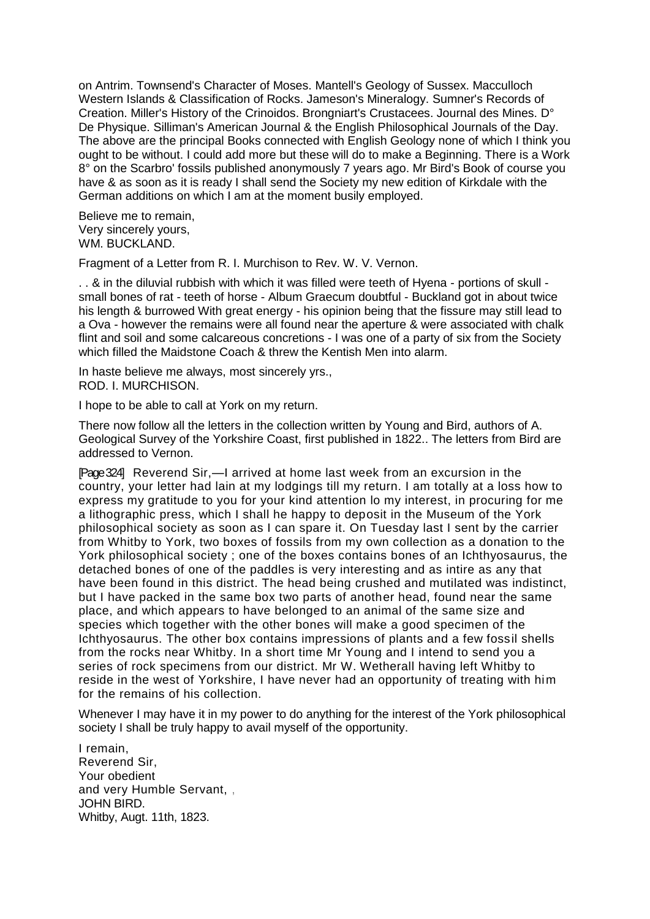on Antrim. Townsend's Character of Moses. Mantell's Geology of Sussex. Macculloch Western Islands & Classification of Rocks. Jameson's Mineralogy. Sumner's Records of Creation. Miller's History of the Crinoidos. Brongniart's Crustacees. Journal des Mines. D° De Physique. Silliman's American Journal & the English Philosophical Journals of the Day. The above are the principal Books connected with English Geology none of which I think you ought to be without. I could add more but these will do to make a Beginning. There is a Work 8° on the Scarbro' fossils published anonymously 7 years ago. Mr Bird's Book of course you have & as soon as it is ready I shall send the Society my new edition of Kirkdale with the German additions on which I am at the moment busily employed.

Believe me to remain,
Very sincerely yours,
WM. BUCKLAND.

Fragment of a Letter from R. I. Murchison to Rev. W. V. Vernon.

. . & in the diluvial rubbish with which it was filled were teeth of Hyena - portions of skull - small bones of rat - teeth of horse - Album Graecum doubtful - Buckland got in about twice his length & burrowed With great energy - his opinion being that the fissure may still lead to a Ova - however the remains were all found near the aperture & were associated with chalk flint and soil and some calcareous concretions - I was one of a party of six from the Society which filled the Maidstone Coach & threw the Kentish Men into alarm.

In haste believe me always, most sincerely yrs.,
ROD. I. MURCHISON.

I hope to be able to call at York on my return.

There now follow all the letters in the collection written by Young and Bird, authors of A. Geological Survey of the Yorkshire Coast, first published in 1822.. The letters from Bird are addressed to Vernon.

[Page 324] Reverend Sir,—I arrived at home last week from an excursion in the country, your letter had lain at my lodgings till my return. I am totally at a loss how to express my gratitude to you for your kind attention lo my interest, in procuring for me a lithographic press, which I shall he happy to deposit in the Museum of the York philosophical society as soon as I can spare it. On Tuesday last I sent by the carrier from Whitby to York, two boxes of fossils from my own collection as a donation to the York philosophical society ; one of the boxes contains bones of an Ichthyosaurus, the detached bones of one of the paddles is very interesting and as intire as any that have been found in this district. The head being crushed and mutilated was indistinct, but I have packed in the same box two parts of another head, found near the same place, and which appears to have belonged to an animal of the same size and species which together with the other bones will make a good specimen of the Ichthyosaurus. The other box contains impressions of plants and a few fossil shells from the rocks near Whitby. In a short time Mr Young and I intend to send you a series of rock specimens from our district. Mr W. Wetherall having left Whitby to reside in the west of Yorkshire, I have never had an opportunity of treating with him for the remains of his collection.

Whenever I may have it in my power to do anything for the interest of the York philosophical society I shall be truly happy to avail myself of the opportunity.

I remain,
Reverend Sir,
Your obedient
and very Humble Servant, ,
JOHN BIRD.
Whitby, Augt. 11th, 1823.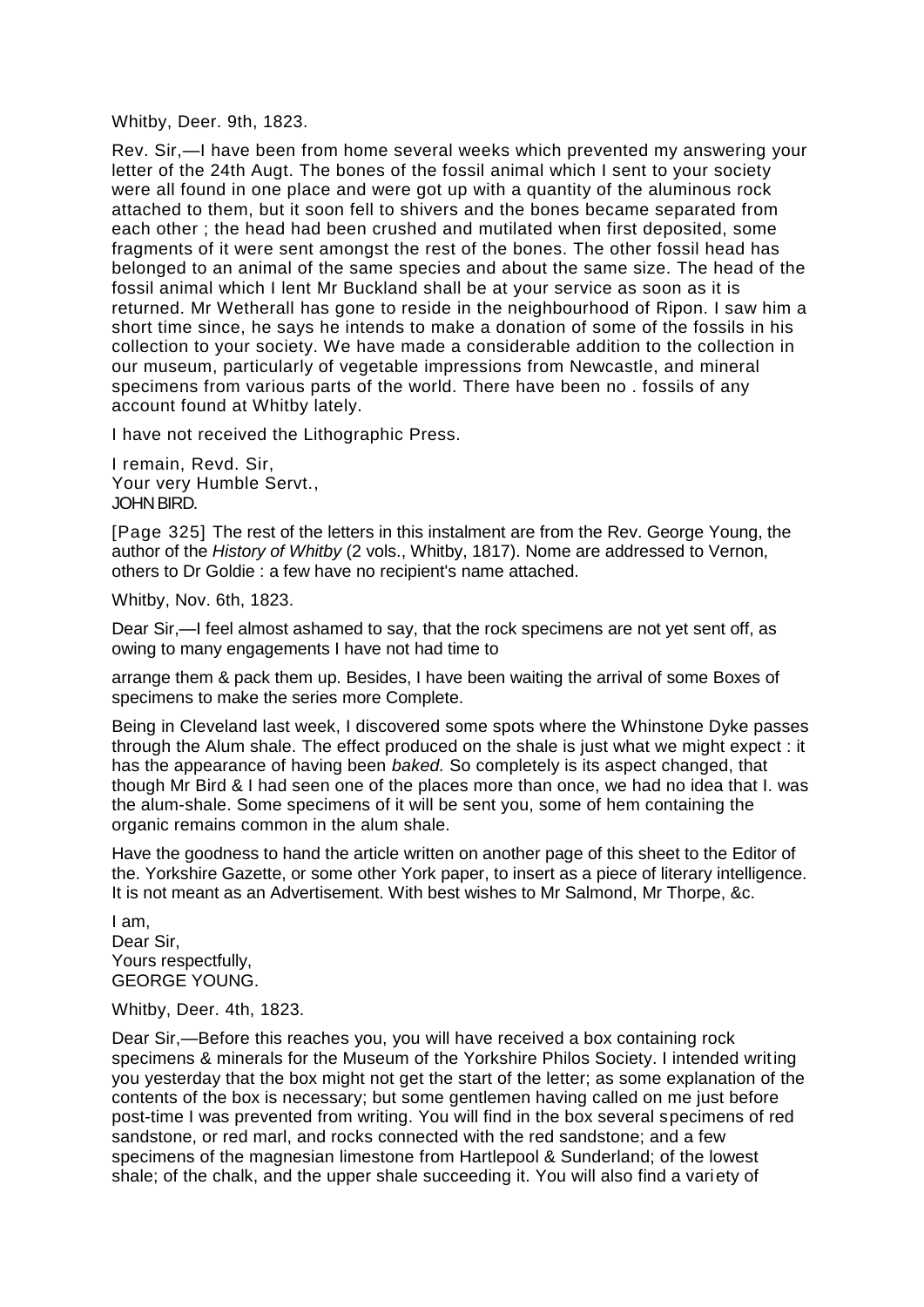Whitby, Deer. 9th, 1823.

Rev. Sir,—I have been from home several weeks which prevented my answering your letter of the 24th Augt. The bones of the fossil animal which I sent to your society were all found in one place and were got up with a quantity of the aluminous rock attached to them, but it soon fell to shivers and the bones became separated from each other ; the head had been crushed and mutilated when first deposited, some fragments of it were sent amongst the rest of the bones. The other fossil head has belonged to an animal of the same species and about the same size. The head of the fossil animal which I lent Mr Buckland shall be at your service as soon as it is returned. Mr Wetherall has gone to reside in the neighbourhood of Ripon. I saw him a short time since, he says he intends to make a donation of some of the fossils in his collection to your society. We have made a considerable addition to the collection in our museum, particularly of vegetable impressions from Newcastle, and mineral specimens from various parts of the world. There have been no . fossils of any account found at Whitby lately.

I have not received the Lithographic Press.

I remain, Revd. Sir,  
Your very Humble Servt.,  
JOHN BIRD.

[Page 325] The rest of the letters in this instalment are from the Rev. George Young, the author of the *History of Whitby* (2 vols., Whitby, 1817). Nome are addressed to Vernon, others to Dr Goldie : a few have no recipient's name attached.

Whitby, Nov. 6th, 1823.

Dear Sir,—I feel almost ashamed to say, that the rock specimens are not yet sent off, as owing to many engagements I have not had time to

arrange them & pack them up. Besides, I have been waiting the arrival of some Boxes of specimens to make the series more Complete.

Being in Cleveland last week, I discovered some spots where the Whinstone Dyke passes through the Alum shale. The effect produced on the shale is just what we might expect : it has the appearance of having been *baked.* So completely is its aspect changed, that though Mr Bird & I had seen one of the places more than once, we had no idea that I. was the alum-shale. Some specimens of it will be sent you, some of hem containing the organic remains common in the alum shale.

Have the goodness to hand the article written on another page of this sheet to the Editor of the. Yorkshire Gazette, or some other York paper, to insert as a piece of literary intelligence. It is not meant as an Advertisement. With best wishes to Mr Salmond, Mr Thorpe, &c.

I am,  
Dear Sir,  
Yours respectfully,  
GEORGE YOUNG.

Whitby, Deer. 4th, 1823.

Dear Sir,—Before this reaches you, you will have received a box containing rock specimens & minerals for the Museum of the Yorkshire Philos Society. I intended writing you yesterday that the box might not get the start of the letter; as some explanation of the contents of the box is necessary; but some gentlemen having called on me just before post-time I was prevented from writing. You will find in the box several specimens of red sandstone, or red marl, and rocks connected with the red sandstone; and a few specimens of the magnesian limestone from Hartlepool & Sunderland; of the lowest shale; of the chalk, and the upper shale succeeding it. You will also find a variety of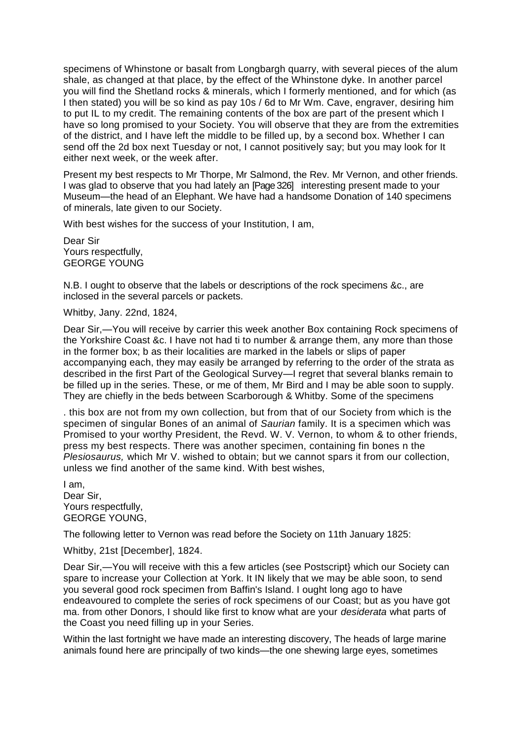specimens of Whinstone or basalt from Longbargh quarry, with several pieces of the alum shale, as changed at that place, by the effect of the Whinstone dyke. In another parcel you will find the Shetland rocks & minerals, which I formerly mentioned, and for which (as I then stated) you will be so kind as pay 10s / 6d to Mr Wm. Cave, engraver, desiring him to put IL to my credit. The remaining contents of the box are part of the present which I have so long promised to your Society. You will observe that they are from the extremities of the district, and I have left the middle to be filled up, by a second box. Whether I can send off the 2d box next Tuesday or not, I cannot positively say; but you may look for It either next week, or the week after.

Present my best respects to Mr Thorpe, Mr Salmond, the Rev. Mr Vernon, and other friends. I was glad to observe that you had lately an [Page 326] interesting present made to your Museum—the head of an Elephant. We have had a handsome Donation of 140 specimens of minerals, late given to our Society.

With best wishes for the success of your Institution, I am,

Dear Sir
Yours respectfully,
GEORGE YOUNG

N.B. I ought to observe that the labels or descriptions of the rock specimens &c., are inclosed in the several parcels or packets.

Whitby, Jany. 22nd, 1824,

Dear Sir,—You will receive by carrier this week another Box containing Rock specimens of the Yorkshire Coast &c. I have not had ti to number & arrange them, any more than those in the former box; b as their localities are marked in the labels or slips of paper accompanying each, they may easily be arranged by referring to the order of the strata as described in the first Part of the Geological Survey—I regret that several blanks remain to be filled up in the series. These, or me of them, Mr Bird and I may be able soon to supply. They are chiefly in the beds between Scarborough & Whitby. Some of the specimens

. this box are not from my own collection, but from that of our Society from which is the specimen of singular Bones of an animal of *Saurian* family. It is a specimen which was Promised to your worthy President, the Revd. W. V. Vernon, to whom & to other friends, press my best respects. There was another specimen, containing fin bones n the *Plesiosaurus,* which Mr V. wished to obtain; but we cannot spars it from our collection, unless we find another of the same kind. With best wishes,

I am,
Dear Sir,
Yours respectfully,
GEORGE YOUNG,

The following letter to Vernon was read before the Society on 11th January 1825:

Whitby, 21st [December], 1824.

Dear Sir,—You will receive with this a few articles (see Postscript} which our Society can spare to increase your Collection at York. It IN likely that we may be able soon, to send you several good rock specimen from Baffin's Island. I ought long ago to have endeavoured to complete the series of rock specimens of our Coast; but as you have got ma. from other Donors, I should like first to know what are your *desiderata* what parts of the Coast you need filling up in your Series.

Within the last fortnight we have made an interesting discovery, The heads of large marine animals found here are principally of two kinds—the one shewing large eyes, sometimes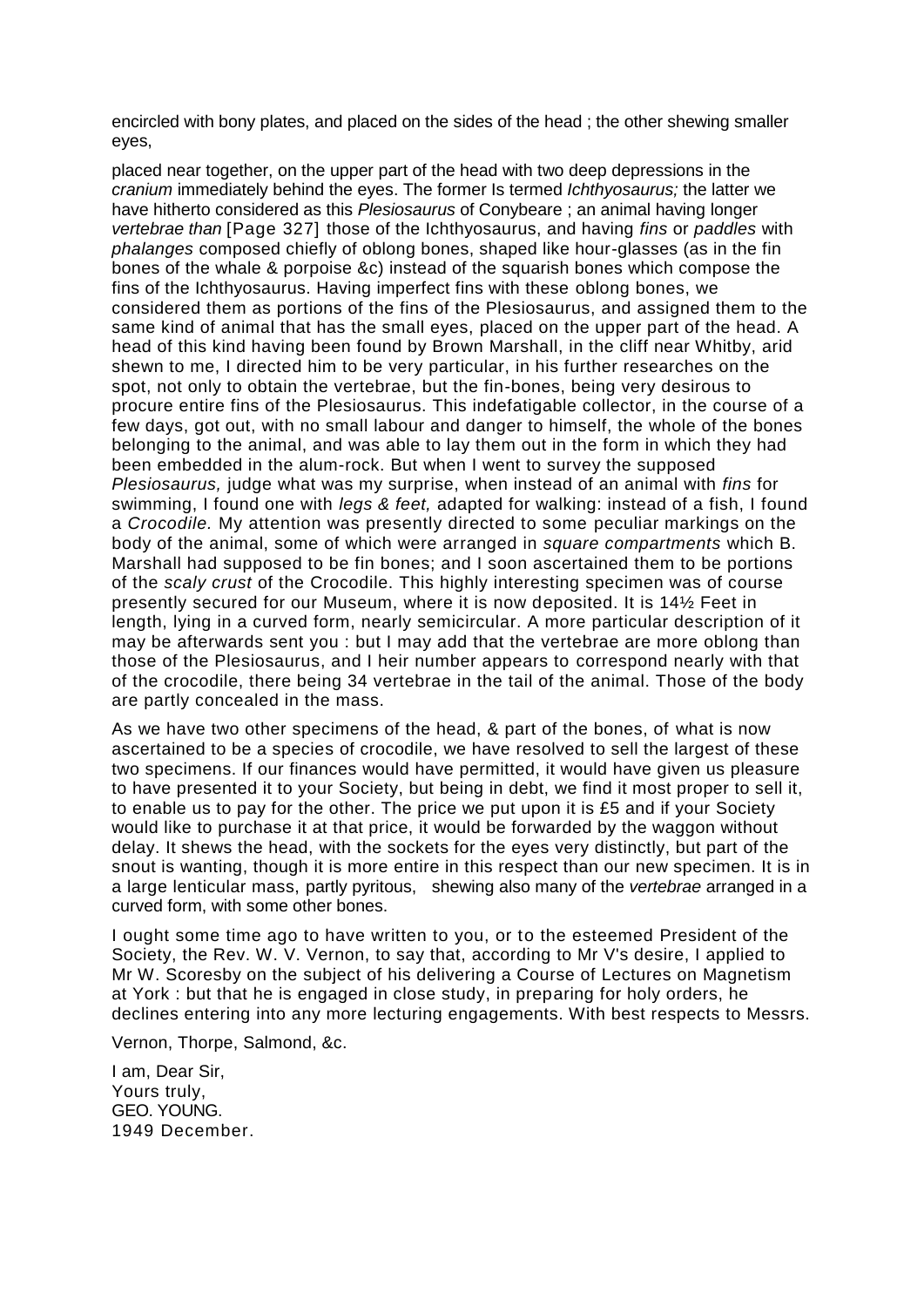encircled with bony plates, and placed on the sides of the head ; the other shewing smaller eyes,

placed near together, on the upper part of the head with two deep depressions in the *cranium* immediately behind the eyes. The former Is termed *Ichthyosaurus;* the latter we have hitherto considered as this *Plesiosaurus* of Conybeare ; an animal having longer *vertebrae than* [Page 327] those of the Ichthyosaurus, and having *fins* or *paddles* with *phalanges* composed chiefly of oblong bones, shaped like hour-glasses (as in the fin bones of the whale & porpoise &c) instead of the squarish bones which compose the fins of the Ichthyosaurus. Having imperfect fins with these oblong bones, we considered them as portions of the fins of the Plesiosaurus, and assigned them to the same kind of animal that has the small eyes, placed on the upper part of the head. A head of this kind having been found by Brown Marshall, in the cliff near Whitby, arid shewn to me, I directed him to be very particular, in his further researches on the spot, not only to obtain the vertebrae, but the fin-bones, being very desirous to procure entire fins of the Plesiosaurus. This indefatigable collector, in the course of a few days, got out, with no small labour and danger to himself, the whole of the bones belonging to the animal, and was able to lay them out in the form in which they had been embedded in the alum-rock. But when I went to survey the supposed *Plesiosaurus,* judge what was my surprise, when instead of an animal with *fins* for swimming, I found one with *legs & feet,* adapted for walking: instead of a fish, I found a *Crocodile.* My attention was presently directed to some peculiar markings on the body of the animal, some of which were arranged in *square compartments* which B. Marshall had supposed to be fin bones; and I soon ascertained them to be portions of the *scaly crust* of the Crocodile. This highly interesting specimen was of course presently secured for our Museum, where it is now deposited. It is 14½ Feet in length, lying in a curved form, nearly semicircular. A more particular description of it may be afterwards sent you : but I may add that the vertebrae are more oblong than those of the Plesiosaurus, and I heir number appears to correspond nearly with that of the crocodile, there being 34 vertebrae in the tail of the animal. Those of the body are partly concealed in the mass.

As we have two other specimens of the head, & part of the bones, of what is now ascertained to be a species of crocodile, we have resolved to sell the largest of these two specimens. If our finances would have permitted, it would have given us pleasure to have presented it to your Society, but being in debt, we find it most proper to sell it, to enable us to pay for the other. The price we put upon it is £5 and if your Society would like to purchase it at that price, it would be forwarded by the waggon without delay. It shews the head, with the sockets for the eyes very distinctly, but part of the snout is wanting, though it is more entire in this respect than our new specimen. It is in a large lenticular mass, partly pyritous, shewing also many of the *vertebrae* arranged in a curved form, with some other bones.

I ought some time ago to have written to you, or to the esteemed President of the Society, the Rev. W. V. Vernon, to say that, according to Mr V's desire, I applied to Mr W. Scoresby on the subject of his delivering a Course of Lectures on Magnetism at York : but that he is engaged in close study, in preparing for holy orders, he declines entering into any more lecturing engagements. With best respects to Messrs.

Vernon, Thorpe, Salmond, &c.

I am, Dear Sir,
Yours truly,
GEO. YOUNG.
1949 December.